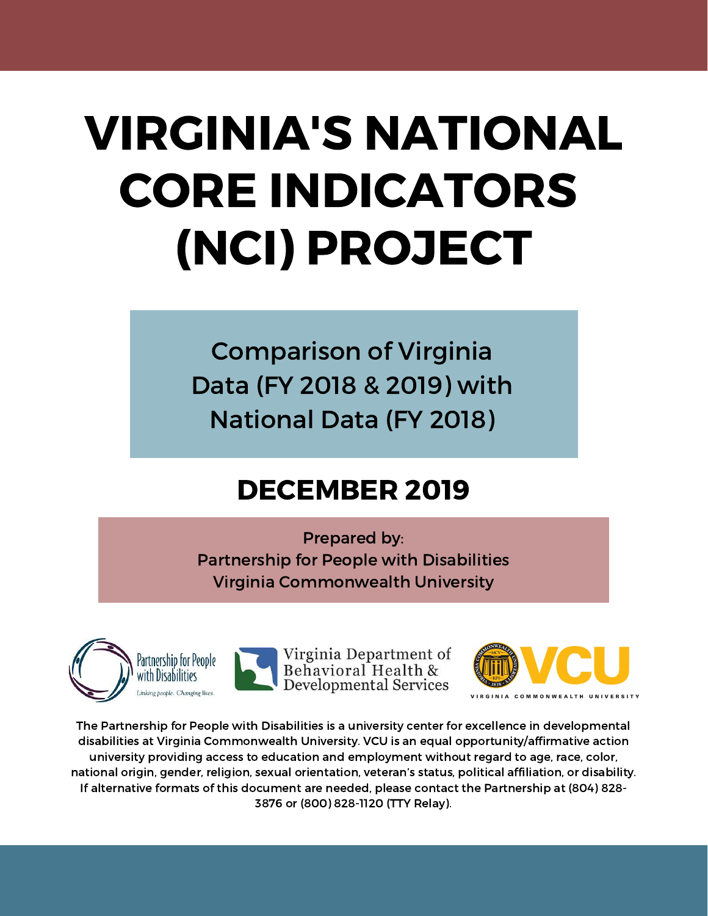# VIRGINIA'S NATIONAL CORE INDICATORS (NCI) PROJECT

Comparison of Virginia Data (FY 2018 & 2019) with National Data (FY 2018)

## DECEMBER 2019

Prepared by:
Partnership for People with Disabilities
Virginia Commonwealth University

Partnership for People with Disabilities
*Linking people. Changing lives.*

Virginia Department of Behavioral Health & Developmental Services

VCU
VIRGINIA COMMONWEALTH UNIVERSITY

The Partnership for People with Disabilities is a university center for excellence in developmental disabilities at Virginia Commonwealth University. VCU is an equal opportunity/affirmative action university providing access to education and employment without regard to age, race, color, national origin, gender, religion, sexual orientation, veteran's status, political affiliation, or disability. If alternative formats of this document are needed, please contact the Partnership at (804) 828-3876 or (800) 828-1120 (TTY Relay).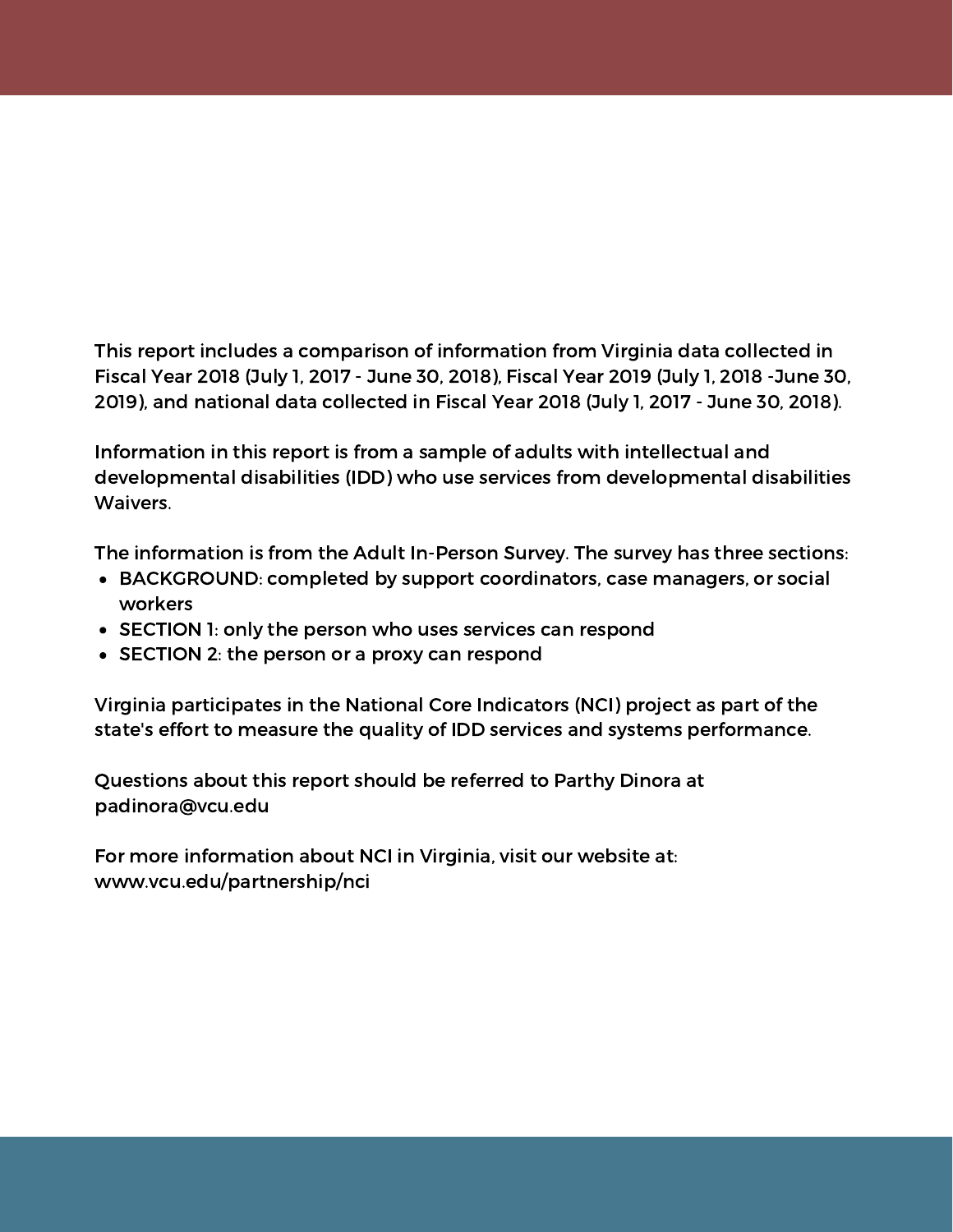This report includes a comparison of information from Virginia data collected in Fiscal Year 2018 (July 1, 2017 - June 30, 2018), Fiscal Year 2019 (July 1, 2018 -June 30, 2019), and national data collected in Fiscal Year 2018 (July 1, 2017 - June 30, 2018).

Information in this report is from a sample of adults with intellectual and developmental disabilities (IDD) who use services from developmental disabilities Waivers.

The information is from the Adult In-Person Survey. The survey has three sections:

- BACKGROUND: completed by support coordinators, case managers, or social workers
- SECTION 1: only the person who uses services can respond
- SECTION 2: the person or a proxy can respond

Virginia participates in the National Core Indicators (NCI) project as part of the state's effort to measure the quality of IDD services and systems performance.

Questions about this report should be referred to Parthy Dinora at padinora@vcu.edu

For more information about NCI in Virginia, visit our website at: www.vcu.edu/partnership/nci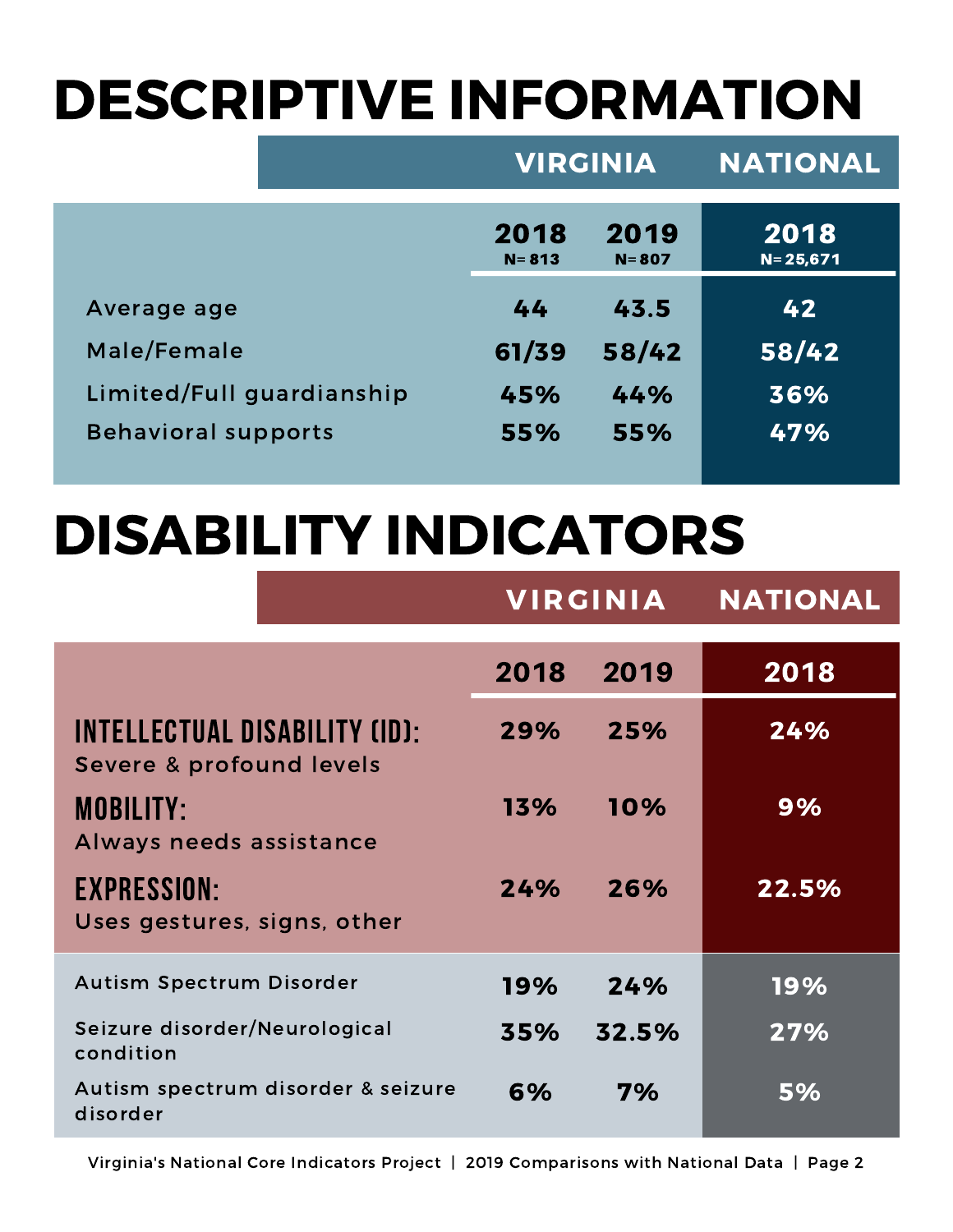# DESCRIPTIVE INFORMATION

| | VIRGINIA | | NATIONAL |
|---|---|---|---|
| | 2018 N= 813 | 2019 N= 807 | 2018 N= 25,671 |
| Average age | 44 | 43.5 | 42 |
| Male/Female | 61/39 | 58/42 | 58/42 |
| Limited/Full guardianship | 45% | 44% | 36% |
| Behavioral supports | 55% | 55% | 47% |

# DISABILITY INDICATORS

| | VIRGINIA | | NATIONAL |
|---|---|---|---|
| | 2018 | 2019 | 2018 |
| **INTELLECTUAL DISABILITY (ID):** Severe & profound levels | 29% | 25% | 24% |
| **MOBILITY:** Always needs assistance | 13% | 10% | 9% |
| **EXPRESSION:** Uses gestures, signs, other | 24% | 26% | 22.5% |
| Autism Spectrum Disorder | 19% | 24% | 19% |
| Seizure disorder/Neurological condition | 35% | 32.5% | 27% |
| Autism spectrum disorder & seizure disorder | 6% | 7% | 5% |

Virginia's National Core Indicators Project | 2019 Comparisons with National Data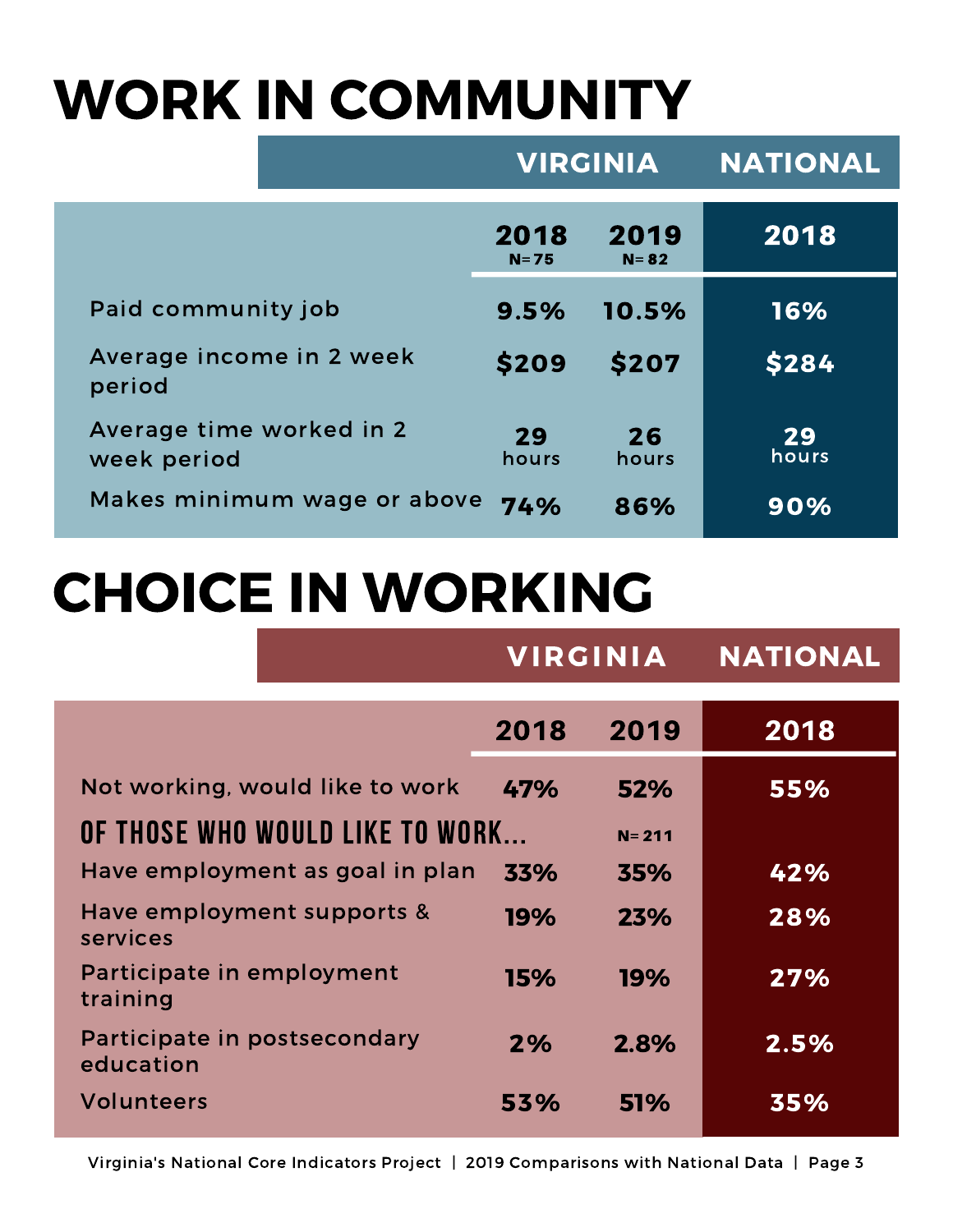# WORK IN COMMUNITY

| | Virginia 2018 (N=75) | Virginia 2019 (N=82) | National 2018 |
|---|---|---|---|
| Paid community job | 9.5% | 10.5% | 16% |
| Average income in 2 week period | $209 | $207 | $284 |
| Average time worked in 2 week period | 29 hours | 26 hours | 29 hours |
| Makes minimum wage or above | 74% | 86% | 90% |

# CHOICE IN WORKING

| | Virginia 2018 | Virginia 2019 | National 2018 |
|---|---|---|---|
| Not working, would like to work | 47% | 52% | 55% |
| **OF THOSE WHO WOULD LIKE TO WORK...** | | N=211 | |
| Have employment as goal in plan | 33% | 35% | 42% |
| Have employment supports & services | 19% | 23% | 28% |
| Participate in employment training | 15% | 19% | 27% |
| Participate in postsecondary education | 2% | 2.8% | 2.5% |
| Volunteers | 53% | 51% | 35% |

Virginia's National Core Indicators Project | 2019 Comparisons with National Data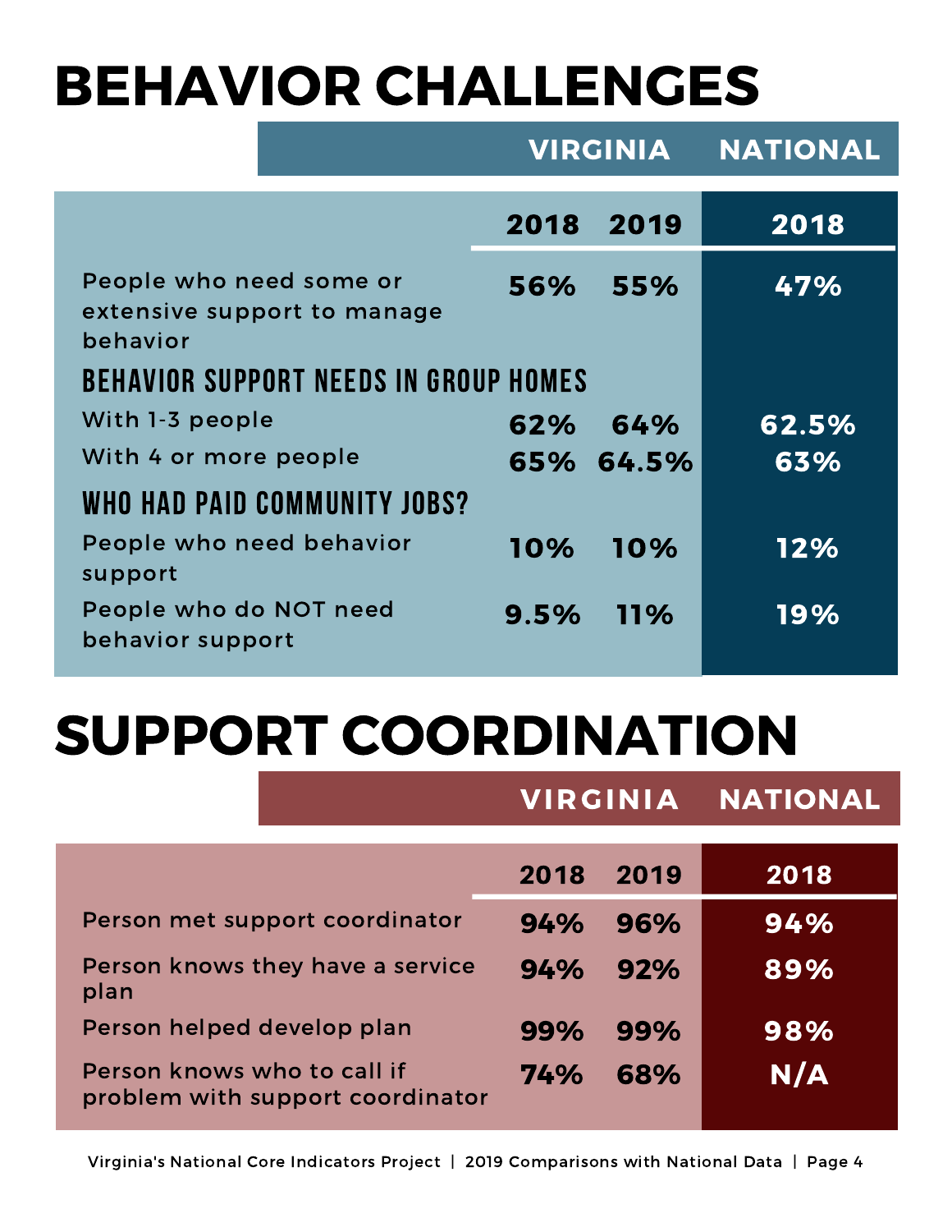# BEHAVIOR CHALLENGES

| | VIRGINIA | | NATIONAL |
|---|---|---|---|
| | 2018 | 2019 | 2018 |
| People who need some or extensive support to manage behavior | 56% | 55% | 47% |
| **BEHAVIOR SUPPORT NEEDS IN GROUP HOMES** | | | |
| With 1-3 people | 62% | 64% | 62.5% |
| With 4 or more people | 65% | 64.5% | 63% |
| **WHO HAD PAID COMMUNITY JOBS?** | | | |
| People who need behavior support | 10% | 10% | 12% |
| People who do NOT need behavior support | 9.5% | 11% | 19% |

# SUPPORT COORDINATION

| | VIRGINIA | | NATIONAL |
|---|---|---|---|
| | 2018 | 2019 | 2018 |
| Person met support coordinator | 94% | 96% | 94% |
| Person knows they have a service plan | 94% | 92% | 89% |
| Person helped develop plan | 99% | 99% | 98% |
| Person knows who to call if problem with support coordinator | 74% | 68% | N/A |

Virginia's National Core Indicators Project | 2019 Comparisons with National Data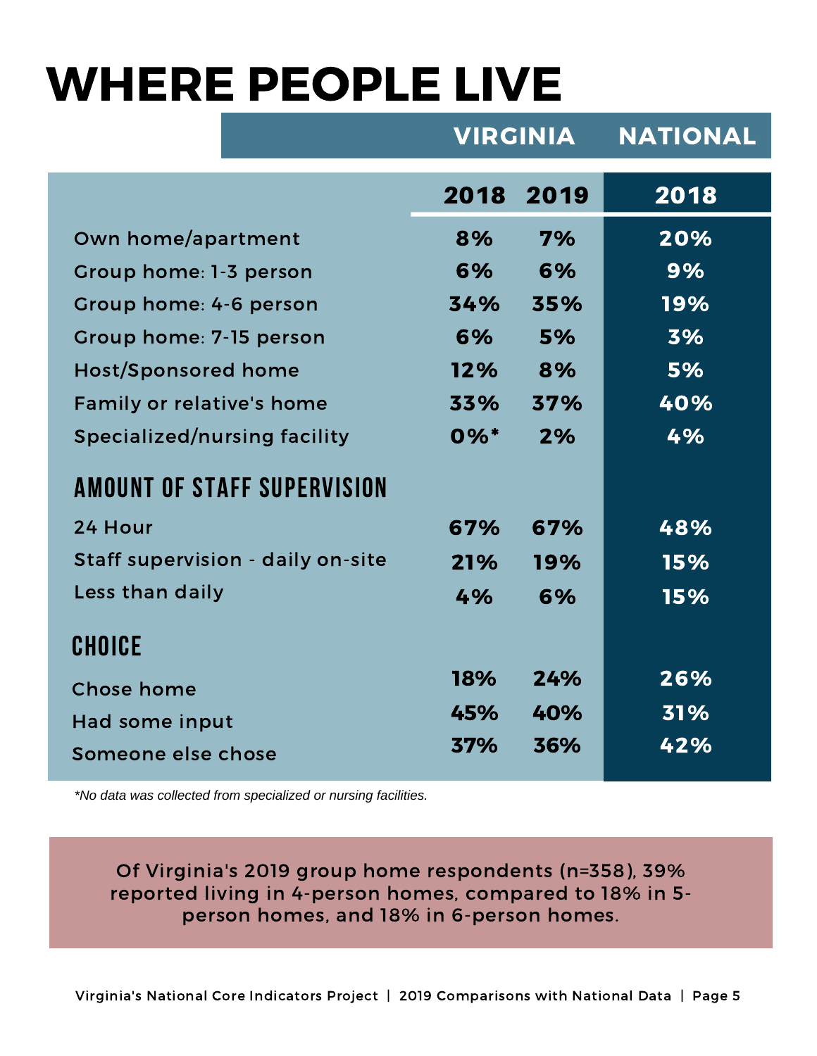# WHERE PEOPLE LIVE

| | Virginia 2018 | Virginia 2019 | National 2018 |
|---|---|---|---|
| Own home/apartment | 8% | 7% | 20% |
| Group home: 1-3 person | 6% | 6% | 9% |
| Group home: 4-6 person | 34% | 35% | 19% |
| Group home: 7-15 person | 6% | 5% | 3% |
| Host/Sponsored home | 12% | 8% | 5% |
| Family or relative's home | 33% | 37% | 40% |
| Specialized/nursing facility | 0%* | 2% | 4% |
| **AMOUNT OF STAFF SUPERVISION** | | | |
| 24 Hour | 67% | 67% | 48% |
| Staff supervision - daily on-site | 21% | 19% | 15% |
| Less than daily | 4% | 6% | 15% |
| **CHOICE** | | | |
| Chose home | 18% | 24% | 26% |
| Had some input | 45% | 40% | 31% |
| Someone else chose | 37% | 36% | 42% |

*\*No data was collected from specialized or nursing facilities.*

Of Virginia's 2019 group home respondents (n=358), 39% reported living in 4-person homes, compared to 18% in 5-person homes, and 18% in 6-person homes.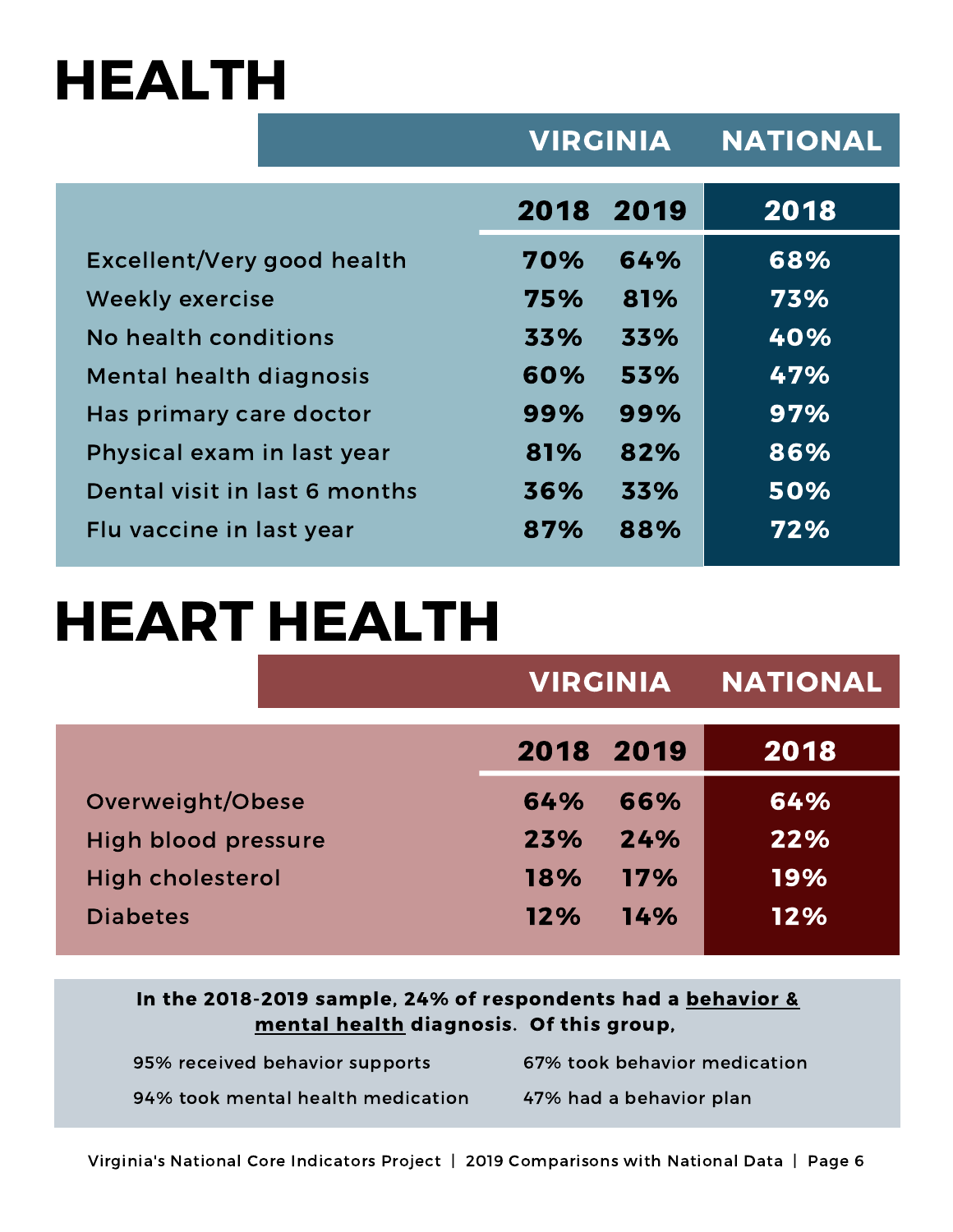# HEALTH

| | Virginia 2018 | Virginia 2019 | National 2018 |
|---|---|---|---|
| Excellent/Very good health | 70% | 64% | 68% |
| Weekly exercise | 75% | 81% | 73% |
| No health conditions | 33% | 33% | 40% |
| Mental health diagnosis | 60% | 53% | 47% |
| Has primary care doctor | 99% | 99% | 97% |
| Physical exam in last year | 81% | 82% | 86% |
| Dental visit in last 6 months | 36% | 33% | 50% |
| Flu vaccine in last year | 87% | 88% | 72% |

# HEART HEALTH

| | Virginia 2018 | Virginia 2019 | National 2018 |
|---|---|---|---|
| Overweight/Obese | 64% | 66% | 64% |
| High blood pressure | 23% | 24% | 22% |
| High cholesterol | 18% | 17% | 19% |
| Diabetes | 12% | 14% | 12% |

**In the 2018-2019 sample, 24% of respondents had a behavior & mental health diagnosis. Of this group,**

- 95% received behavior supports
- 94% took mental health medication
- 67% took behavior medication
- 47% had a behavior plan